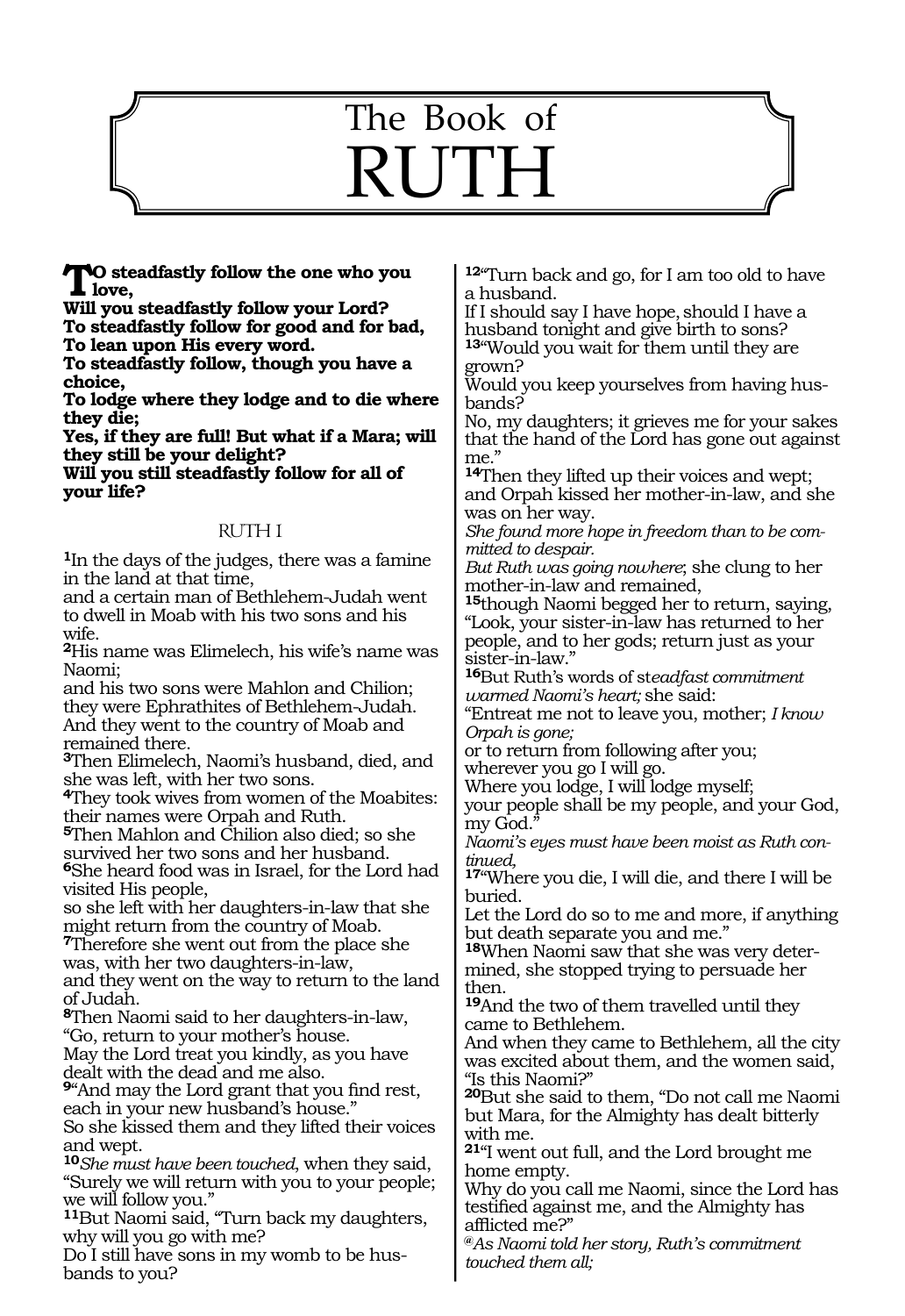# The Book of RUTH

**TO steadfastly follow the one who you love,**
**Will you steadfastly follow your Lord?**
**To steadfastly follow for good and for bad,**
**To lean upon His every word.**
**To steadfastly follow, though you have a choice,**
**To lodge where they lodge and to die where they die;**
**Yes, if they are full! But what if a Mara; will they still be your delight?**
**Will you still steadfastly follow for all of your life?**

## RUTH I

**1**In the days of the judges, there was a famine in the land at that time,
and a certain man of Bethlehem-Judah went to dwell in Moab with his two sons and his wife.
**2**His name was Elimelech, his wife's name was Naomi;
and his two sons were Mahlon and Chilion; they were Ephrathites of Bethlehem-Judah.
And they went to the country of Moab and remained there.
**3**Then Elimelech, Naomi's husband, died, and she was left, with her two sons.
**4**They took wives from women of the Moabites: their names were Orpah and Ruth.
**5**Then Mahlon and Chilion also died; so she survived her two sons and her husband.
**6**She heard food was in Israel, for the Lord had visited His people,
so she left with her daughters-in-law that she might return from the country of Moab.
**7**Therefore she went out from the place she was, with her two daughters-in-law,
and they went on the way to return to the land of Judah.
**8**Then Naomi said to her daughters-in-law,
"Go, return to your mother's house.
May the Lord treat you kindly, as you have dealt with the dead and me also.
**9**"And may the Lord grant that you find rest, each in your new husband's house."
So she kissed them and they lifted their voices and wept.
**10***She must have been touched*, when they said,
"Surely we will return with you to your people; we will follow you."
**11**But Naomi said, "Turn back my daughters, why will you go with me?
Do I still have sons in my womb to be husbands to you?
**12**"Turn back and go, for I am too old to have a husband.
If I should say I have hope, should I have a husband tonight and give birth to sons?
**13**"Would you wait for them until they are grown?
Would you keep yourselves from having husbands?
No, my daughters; it grieves me for your sakes that the hand of the Lord has gone out against me."
**14**Then they lifted up their voices and wept;
and Orpah kissed her mother-in-law, and she was on her way.
*She found more hope in freedom than to be committed to despair.*
*But Ruth was going nowhere*; she clung to her mother-in-law and remained,
**15**though Naomi begged her to return, saying,
"Look, your sister-in-law has returned to her people, and to her gods; return just as your sister-in-law."
**16**But Ruth's words of st*eadfast commitment warmed Naomi's heart;* she said:
"Entreat me not to leave you, mother; *I know Orpah is gone;*
or to return from following after you;
wherever you go I will go.
Where you lodge, I will lodge myself;
your people shall be my people, and your God, my God."
*Naomi's eyes must have been moist as Ruth continued,*
**17**"Where you die, I will die, and there I will be buried.
Let the Lord do so to me and more, if anything but death separate you and me."
**18**When Naomi saw that she was very determined, she stopped trying to persuade her then.
**19**And the two of them travelled until they came to Bethlehem.
And when they came to Bethlehem, all the city was excited about them, and the women said,
"Is this Naomi?"
**20**But she said to them, "Do not call me Naomi but Mara, for the Almighty has dealt bitterly with me.
**21**"I went out full, and the Lord brought me home empty.
Why do you call me Naomi, since the Lord has testified against me, and the Almighty has afflicted me?"
*@As Naomi told her story, Ruth's commitment touched them all;*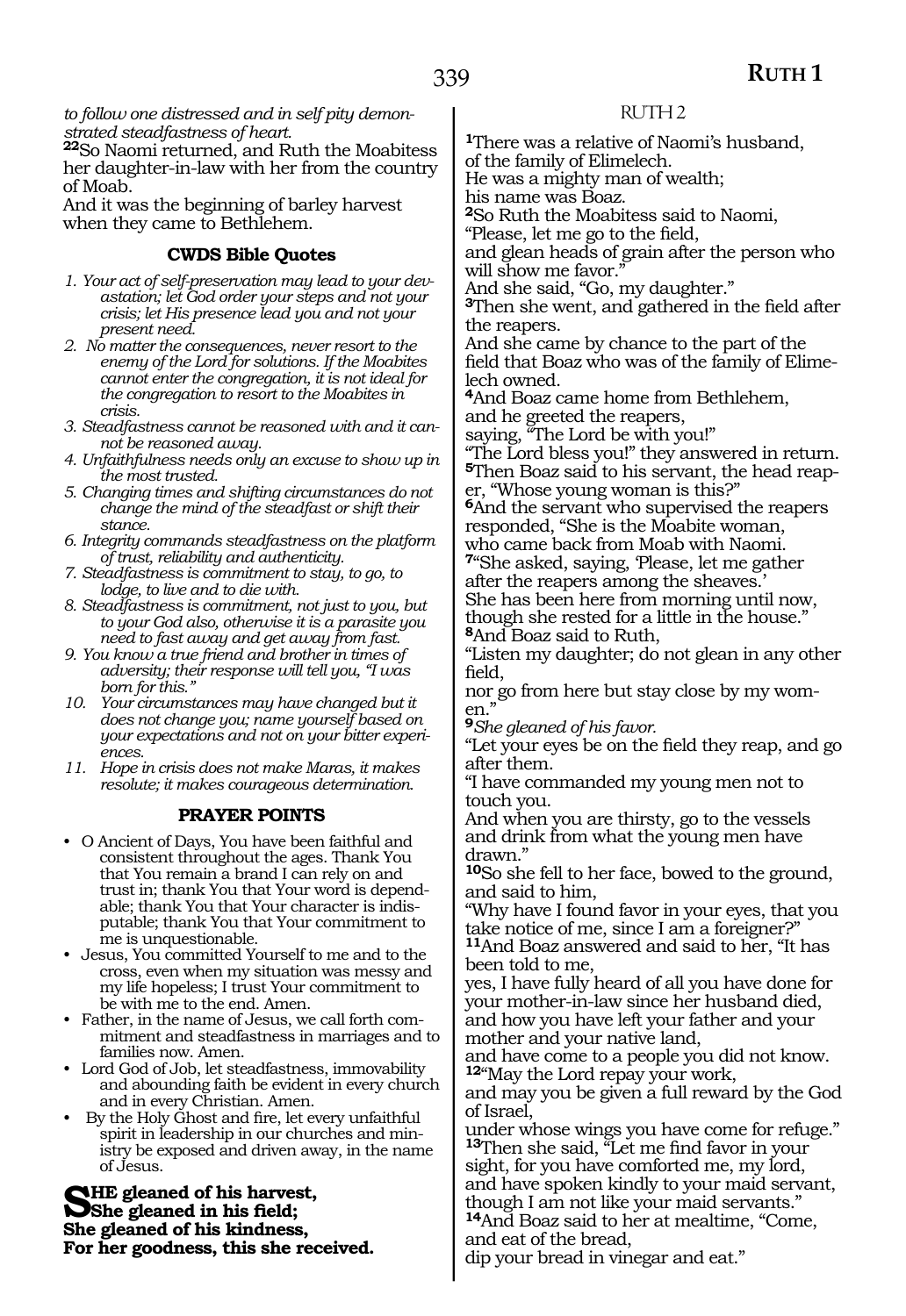*to follow one distressed and in self pity demonstrated steadfastness of heart.*

**22**So Naomi returned, and Ruth the Moabitess her daughter-in-law with her from the country of Moab.
And it was the beginning of barley harvest when they came to Bethlehem.

### CWDS Bible Quotes

1. *Your act of self-preservation may lead to your devastation; let God order your steps and not your crisis; let His presence lead you and not your present need.*
2. *No matter the consequences, never resort to the enemy of the Lord for solutions. If the Moabites cannot enter the congregation, it is not ideal for the congregation to resort to the Moabites in crisis.*
3. *Steadfastness cannot be reasoned with and it cannot be reasoned away.*
4. *Unfaithfulness needs only an excuse to show up in the most trusted.*
5. *Changing times and shifting circumstances do not change the mind of the steadfast or shift their stance.*
6. *Integrity commands steadfastness on the platform of trust, reliability and authenticity.*
7. *Steadfastness is commitment to stay, to go, to lodge, to live and to die with.*
8. *Steadfastness is commitment, not just to you, but to your God also, otherwise it is a parasite you need to fast away and get away from fast.*
9. *You know a true friend and brother in times of adversity; their response will tell you, "I was born for this."*
10. *Your circumstances may have changed but it does not change you; name yourself based on your expectations and not on your bitter experiences.*
11. *Hope in crisis does not make Maras, it makes resolute; it makes courageous determination.*

### PRAYER POINTS

- O Ancient of Days, You have been faithful and consistent throughout the ages. Thank You that You remain a brand I can rely on and trust in; thank You that Your word is dependable; thank You that Your character is indisputable; thank You that Your commitment to me is unquestionable.
- Jesus, You committed Yourself to me and to the cross, even when my situation was messy and my life hopeless; I trust Your commitment to be with me to the end. Amen.
- Father, in the name of Jesus, we call forth commitment and steadfastness in marriages and to families now. Amen.
- Lord God of Job, let steadfastness, immovability and abounding faith be evident in every church and in every Christian. Amen.
- By the Holy Ghost and fire, let every unfaithful spirit in leadership in our churches and ministry be exposed and driven away, in the name of Jesus.

**SHE gleaned of his harvest,**
**She gleaned in his field;**
**She gleaned of his kindness,**
**For her goodness, this she received.**

## RUTH 2

**1**There was a relative of Naomi's husband,
of the family of Elimelech.
He was a mighty man of wealth;
his name was Boaz.
**2**So Ruth the Moabitess said to Naomi,
"Please, let me go to the field,
and glean heads of grain after the person who will show me favor."
And she said, "Go, my daughter."
**3**Then she went, and gathered in the field after the reapers.
And she came by chance to the part of the field that Boaz who was of the family of Elimelech owned.
**4**And Boaz came home from Bethlehem,
and he greeted the reapers,
saying, "The Lord be with you!"
"The Lord bless you!" they answered in return.
**5**Then Boaz said to his servant, the head reaper, "Whose young woman is this?"
**6**And the servant who supervised the reapers responded, "She is the Moabite woman,
who came back from Moab with Naomi.
**7**"She asked, saying, 'Please, let me gather after the reapers among the sheaves.'
She has been here from morning until now,
though she rested for a little in the house."
**8**And Boaz said to Ruth,
"Listen my daughter; do not glean in any other field,
nor go from here but stay close by my women."
**9***She gleaned of his favor.*
"Let your eyes be on the field they reap, and go after them.
"I have commanded my young men not to touch you.
And when you are thirsty, go to the vessels and drink from what the young men have drawn."
**10**So she fell to her face, bowed to the ground,
and said to him,
"Why have I found favor in your eyes, that you take notice of me, since I am a foreigner?"
**11**And Boaz answered and said to her, "It has been told to me,
yes, I have fully heard of all you have done for your mother-in-law since her husband died,
and how you have left your father and your mother and your native land,
and have come to a people you did not know.
**12**"May the Lord repay your work,
and may you be given a full reward by the God of Israel,
under whose wings you have come for refuge."
**13**Then she said, "Let me find favor in your sight, for you have comforted me, my lord,
and have spoken kindly to your maid servant,
though I am not like your maid servants."
**14**And Boaz said to her at mealtime, "Come, and eat of the bread,
dip your bread in vinegar and eat."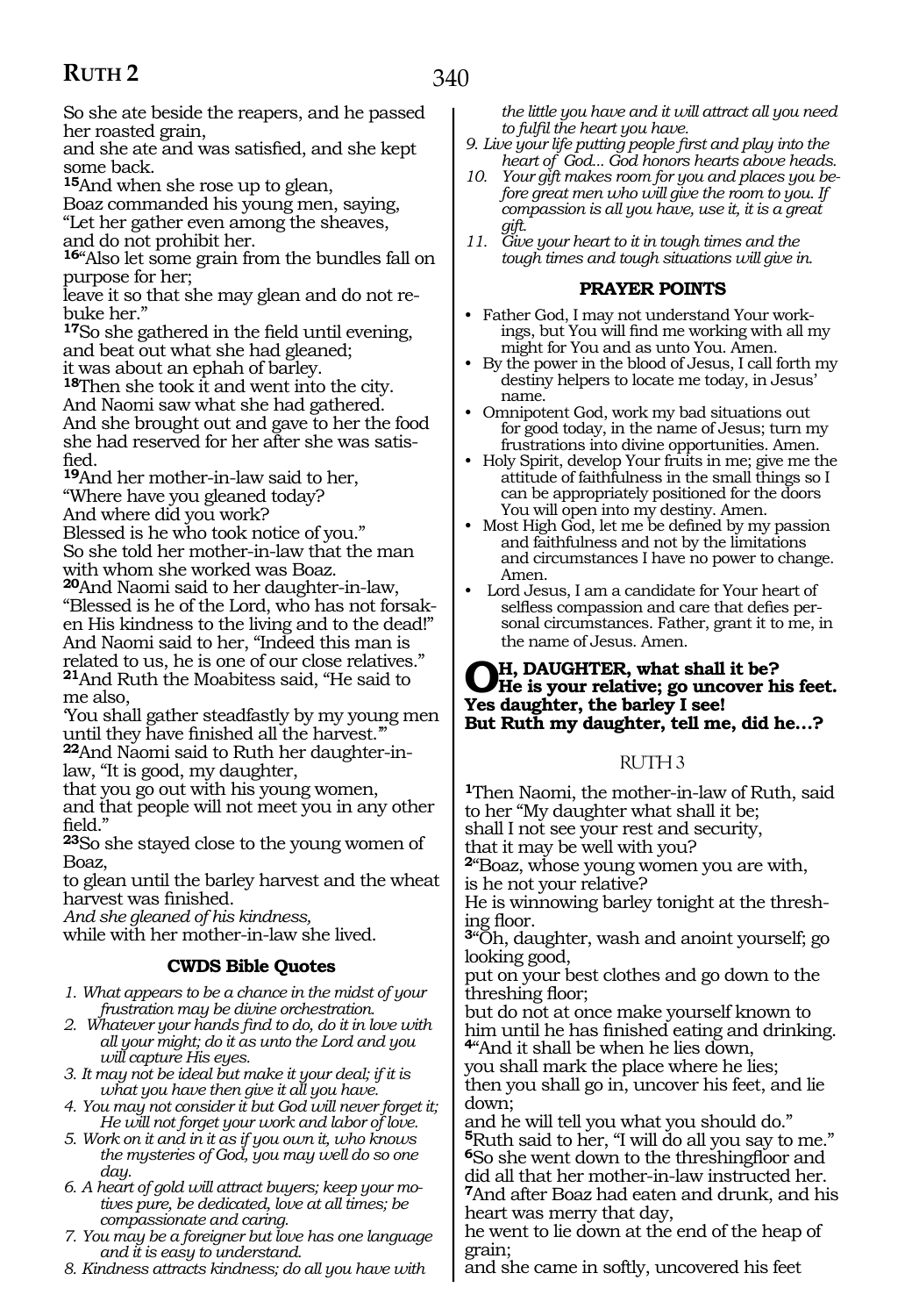So she ate beside the reapers, and he passed her roasted grain,
and she ate and was satisfied, and she kept some back.
**15**And when she rose up to glean,
Boaz commanded his young men, saying,
"Let her gather even among the sheaves,
and do not prohibit her.
**16**"Also let some grain from the bundles fall on purpose for her;
leave it so that she may glean and do not rebuke her."
**17**So she gathered in the field until evening,
and beat out what she had gleaned;
it was about an ephah of barley.
**18**Then she took it and went into the city.
And Naomi saw what she had gathered.
And she brought out and gave to her the food she had reserved for her after she was satisfied.
**19**And her mother-in-law said to her,
"Where have you gleaned today?
And where did you work?
Blessed is he who took notice of you."
So she told her mother-in-law that the man with whom she worked was Boaz.
**20**And Naomi said to her daughter-in-law,
"Blessed is he of the Lord, who has not forsaken His kindness to the living and to the dead!"
And Naomi said to her, "Indeed this man is related to us, he is one of our close relatives."
**21**And Ruth the Moabitess said, "He said to me also,
'You shall gather steadfastly by my young men until they have finished all the harvest.'"
**22**And Naomi said to Ruth her daughter-in-law, "It is good, my daughter,
that you go out with his young women,
and that people will not meet you in any other field."
**23**So she stayed close to the young women of Boaz,
to glean until the barley harvest and the wheat harvest was finished.
*And she gleaned of his kindness,*
while with her mother-in-law she lived.

### CWDS Bible Quotes

1. *What appears to be a chance in the midst of your frustration may be divine orchestration.*
2. *Whatever your hands find to do, do it in love with all your might; do it as unto the Lord and you will capture His eyes.*
3. *It may not be ideal but make it your deal; if it is what you have then give it all you have.*
4. *You may not consider it but God will never forget it; He will not forget your work and labor of love.*
5. *Work on it and in it as if you own it, who knows the mysteries of God, you may well do so one day.*
6. *A heart of gold will attract buyers; keep your motives pure, be dedicated, love at all times; be compassionate and caring.*
7. *You may be a foreigner but love has one language and it is easy to understand.*
8. *Kindness attracts kindness; do all you have with the little you have and it will attract all you need to fulfil the heart you have.*
9. *Live your life putting people first and play into the heart of God... God honors hearts above heads.*
10. *Your gift makes room for you and places you before great men who will give the room to you. If compassion is all you have, use it, it is a great gift.*
11. *Give your heart to it in tough times and the tough times and tough situations will give in.*

### PRAYER POINTS

- Father God, I may not understand Your workings, but You will find me working with all my might for You and as unto You. Amen.
- By the power in the blood of Jesus, I call forth my destiny helpers to locate me today, in Jesus' name.
- Omnipotent God, work my bad situations out for good today, in the name of Jesus; turn my frustrations into divine opportunities. Amen.
- Holy Spirit, develop Your fruits in me; give me the attitude of faithfulness in the small things so I can be appropriately positioned for the doors You will open into my destiny. Amen.
- Most High God, let me be defined by my passion and faithfulness and not by the limitations and circumstances I have no power to change. Amen.
- Lord Jesus, I am a candidate for Your heart of selfless compassion and care that defies personal circumstances. Father, grant it to me, in the name of Jesus. Amen.

**OH, DAUGHTER, what shall it be?**
**He is your relative; go uncover his feet.**
**Yes daughter, the barley I see!**
**But Ruth my daughter, tell me, did he…?**

## RUTH 3

**1**Then Naomi, the mother-in-law of Ruth, said to her "My daughter what shall it be;
shall I not see your rest and security,
that it may be well with you?
**2**"Boaz, whose young women you are with,
is he not your relative?
He is winnowing barley tonight at the threshing floor.
**3**"Oh, daughter, wash and anoint yourself; go looking good,
put on your best clothes and go down to the threshing floor;
but do not at once make yourself known to him until he has finished eating and drinking.
**4**"And it shall be when he lies down,
you shall mark the place where he lies;
then you shall go in, uncover his feet, and lie down;
and he will tell you what you should do."
**5**Ruth said to her, "I will do all you say to me."
**6**So she went down to the threshingfloor and did all that her mother-in-law instructed her.
**7**And after Boaz had eaten and drunk, and his heart was merry that day,
he went to lie down at the end of the heap of grain;
and she came in softly, uncovered his feet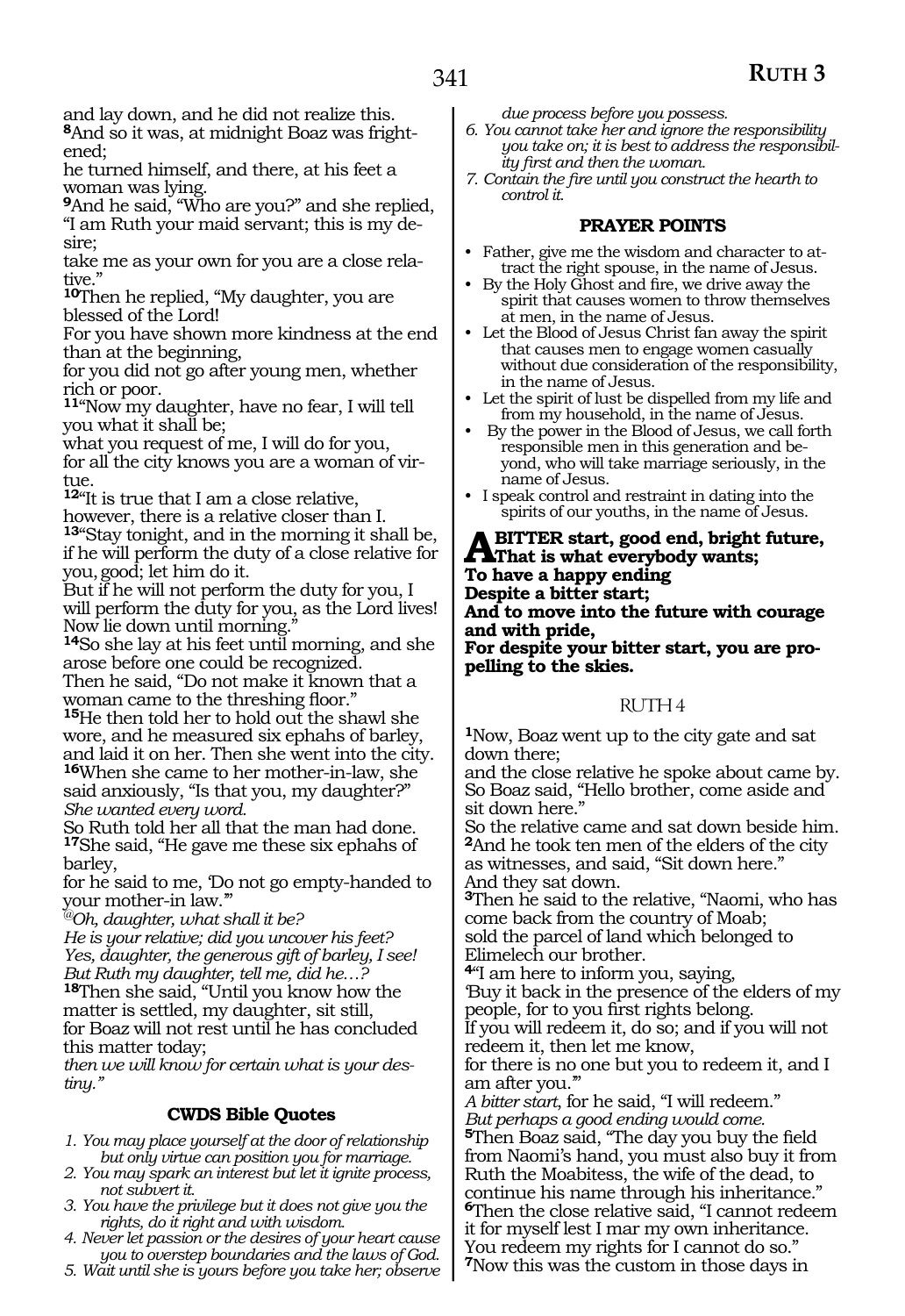and lay down, and he did not realize this.
**8**And so it was, at midnight Boaz was frightened;
he turned himself, and there, at his feet a woman was lying.
**9**And he said, "Who are you?" and she replied, "I am Ruth your maid servant; this is my desire;
take me as your own for you are a close relative."
**10**Then he replied, "My daughter, you are blessed of the Lord!
For you have shown more kindness at the end than at the beginning,
for you did not go after young men, whether rich or poor.
**11**"Now my daughter, have no fear, I will tell you what it shall be;
what you request of me, I will do for you,
for all the city knows you are a woman of virtue.
**12**"It is true that I am a close relative,
however, there is a relative closer than I.
**13**"Stay tonight, and in the morning it shall be, if he will perform the duty of a close relative for you, good; let him do it.
But if he will not perform the duty for you, I will perform the duty for you, as the Lord lives! Now lie down until morning."
**14**So she lay at his feet until morning, and she arose before one could be recognized.
Then he said, "Do not make it known that a woman came to the threshing floor."
**15**He then told her to hold out the shawl she wore, and he measured six ephahs of barley, and laid it on her. Then she went into the city.
**16**When she came to her mother-in-law, she said anxiously, "Is that you, my daughter?"
*She wanted every word.*
So Ruth told her all that the man had done.
**17**She said, "He gave me these six ephahs of barley,
for he said to me, 'Do not go empty-handed to your mother-in-law.'"
*@Oh, daughter, what shall it be?*
*He is your relative; did you uncover his feet?*
*Yes, daughter, the generous gift of barley, I see!*
*But Ruth my daughter, tell me, did he…?*
**18**Then she said, "Until you know how the matter is settled, my daughter, sit still,
for Boaz will not rest until he has concluded this matter today;
*then we will know for certain what is your destiny."*

### CWDS Bible Quotes

1. *You may place yourself at the door of relationship but only virtue can position you for marriage.*
2. *You may spark an interest but let it ignite process, not subvert it.*
3. *You have the privilege but it does not give you the rights, do it right and with wisdom.*
4. *Never let passion or the desires of your heart cause you to overstep boundaries and the laws of God.*
5. *Wait until she is yours before you take her; observe due process before you possess.*
6. *You cannot take her and ignore the responsibility you take on; it is best to address the responsibility first and then the woman.*
7. *Contain the fire until you construct the hearth to control it.*

### PRAYER POINTS

- Father, give me the wisdom and character to attract the right spouse, in the name of Jesus.
- By the Holy Ghost and fire, we drive away the spirit that causes women to throw themselves at men, in the name of Jesus.
- Let the Blood of Jesus Christ fan away the spirit that causes men to engage women casually without due consideration of the responsibility, in the name of Jesus.
- Let the spirit of lust be dispelled from my life and from my household, in the name of Jesus.
- By the power in the Blood of Jesus, we call forth responsible men in this generation and beyond, who will take marriage seriously, in the name of Jesus.
- I speak control and restraint in dating into the spirits of our youths, in the name of Jesus.

**A BITTER start, good end, bright future,**
**That is what everybody wants;**
**To have a happy ending**
**Despite a bitter start;**
**And to move into the future with courage and with pride,**
**For despite your bitter start, you are propelling to the skies.**

## RUTH 4

**1**Now, Boaz went up to the city gate and sat down there;
and the close relative he spoke about came by.
So Boaz said, "Hello brother, come aside and sit down here."
So the relative came and sat down beside him.
**2**And he took ten men of the elders of the city as witnesses, and said, "Sit down here."
And they sat down.
**3**Then he said to the relative, "Naomi, who has come back from the country of Moab;
sold the parcel of land which belonged to Elimelech our brother.
**4**"I am here to inform you, saying,
'Buy it back in the presence of the elders of my people, for to you first rights belong.
If you will redeem it, do so; and if you will not redeem it, then let me know,
for there is no one but you to redeem it, and I am after you.'"
*A bitter start*, for he said, "I will redeem."
*But perhaps a good ending would come.*
**5**Then Boaz said, "The day you buy the field from Naomi's hand, you must also buy it from Ruth the Moabitess, the wife of the dead, to continue his name through his inheritance."
**6**Then the close relative said, "I cannot redeem it for myself lest I mar my own inheritance.
You redeem my rights for I cannot do so."
**7**Now this was the custom in those days in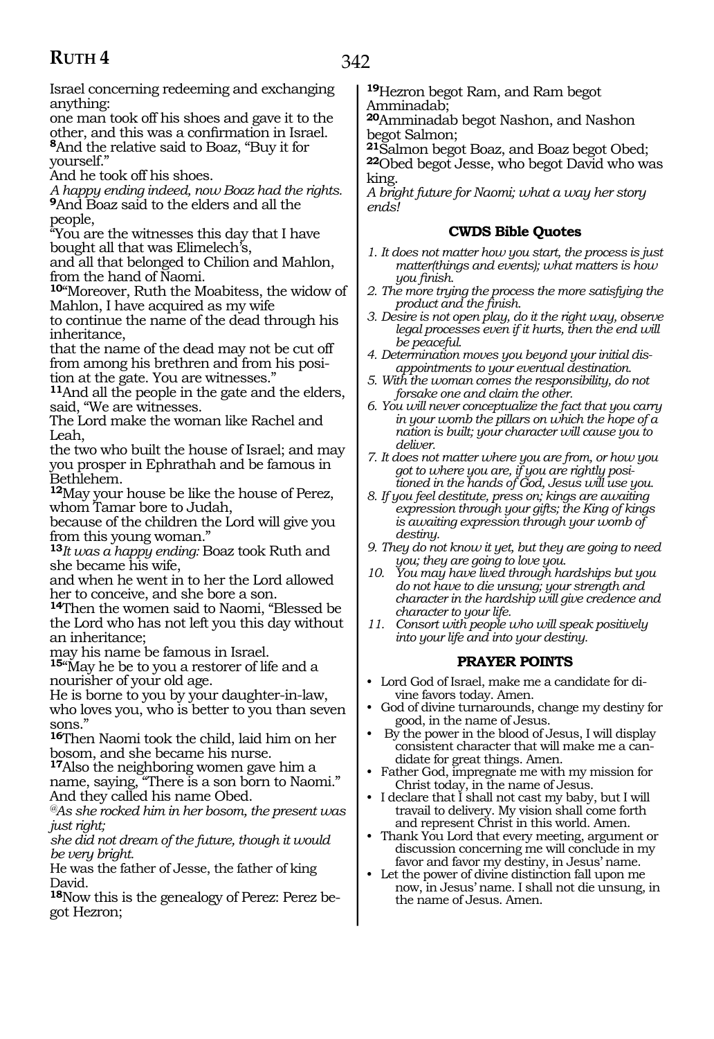Israel concerning redeeming and exchanging anything:
one man took off his shoes and gave it to the other, and this was a confirmation in Israel.
**8**And the relative said to Boaz, "Buy it for yourself."
And he took off his shoes.
*A happy ending indeed, now Boaz had the rights.*
**9**And Boaz said to the elders and all the people,
"You are the witnesses this day that I have bought all that was Elimelech's,
and all that belonged to Chilion and Mahlon, from the hand of Naomi.
**10**"Moreover, Ruth the Moabitess, the widow of Mahlon, I have acquired as my wife
to continue the name of the dead through his inheritance,
that the name of the dead may not be cut off from among his brethren and from his position at the gate. You are witnesses."
**11**And all the people in the gate and the elders, said, "We are witnesses.
The Lord make the woman like Rachel and Leah,
the two who built the house of Israel; and may you prosper in Ephrathah and be famous in Bethlehem.
**12**May your house be like the house of Perez, whom Tamar bore to Judah,
because of the children the Lord will give you from this young woman."
**13***It was a happy ending:* Boaz took Ruth and she became his wife,
and when he went in to her the Lord allowed her to conceive, and she bore a son.
**14**Then the women said to Naomi, "Blessed be the Lord who has not left you this day without an inheritance;
may his name be famous in Israel.
**15**"May he be to you a restorer of life and a nourisher of your old age.
He is borne to you by your daughter-in-law, who loves you, who is better to you than seven sons."
**16**Then Naomi took the child, laid him on her bosom, and she became his nurse.
**17**Also the neighboring women gave him a name, saying, "There is a son born to Naomi."
And they called his name Obed.
*@As she rocked him in her bosom, the present was just right;*
*she did not dream of the future, though it would be very bright.*
He was the father of Jesse, the father of king David.
**18**Now this is the genealogy of Perez: Perez begot Hezron;
**19**Hezron begot Ram, and Ram begot Amminadab;
**20**Amminadab begot Nashon, and Nashon begot Salmon;
**21**Salmon begot Boaz, and Boaz begot Obed;
**22**Obed begot Jesse, who begot David who was king.
*A bright future for Naomi; what a way her story ends!*

### CWDS Bible Quotes

1. *It does not matter how you start, the process is just matter(things and events); what matters is how you finish.*
2. *The more trying the process the more satisfying the product and the finish.*
3. *Desire is not open play, do it the right way, observe legal processes even if it hurts, then the end will be peaceful.*
4. *Determination moves you beyond your initial disappointments to your eventual destination.*
5. *With the woman comes the responsibility, do not forsake one and claim the other.*
6. *You will never conceptualize the fact that you carry in your womb the pillars on which the hope of a nation is built; your character will cause you to deliver.*
7. *It does not matter where you are from, or how you got to where you are, if you are rightly positioned in the hands of God, Jesus will use you.*
8. *If you feel destitute, press on; kings are awaiting expression through your gifts; the King of kings is awaiting expression through your womb of destiny.*
9. *They do not know it yet, but they are going to need you; they are going to love you.*
10. *You may have lived through hardships but you do not have to die unsung; your strength and character in the hardship will give credence and character to your life.*
11. *Consort with people who will speak positively into your life and into your destiny.*

### PRAYER POINTS

- Lord God of Israel, make me a candidate for divine favors today. Amen.
- God of divine turnarounds, change my destiny for good, in the name of Jesus.
- By the power in the blood of Jesus, I will display consistent character that will make me a candidate for great things. Amen.
- Father God, impregnate me with my mission for Christ today, in the name of Jesus.
- I declare that I shall not cast my baby, but I will travail to delivery. My vision shall come forth and represent Christ in this world. Amen.
- Thank You Lord that every meeting, argument or discussion concerning me will conclude in my favor and favor my destiny, in Jesus' name.
- Let the power of divine distinction fall upon me now, in Jesus' name. I shall not die unsung, in the name of Jesus. Amen.